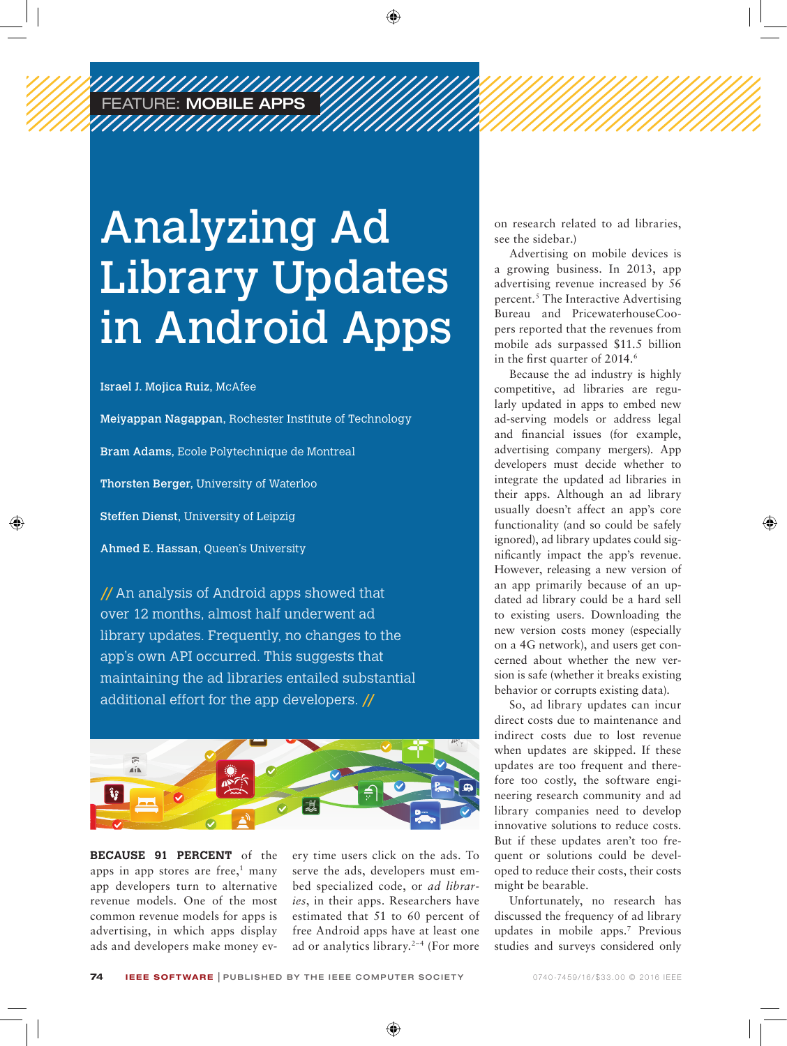FEATURE: MOBILE APPS

# Analyzing Ad Library Updates in Android Apps

**Israel J. Mojica Ruiz**, McAfee

**Meiyappan Nagappan**, Rochester Institute of Technology

**Bram Adams**, Ecole Polytechnique de Montreal

**Thorsten Berger**, University of Waterloo

**Steffen Dienst**, University of Leipzig

**Ahmed E. Hassan**, Queen's University

// An analysis of Android apps showed that over 12 months, almost half underwent ad library updates. Frequently, no changes to the app's own API occurred. This suggests that maintaining the ad libraries entailed substantial additional effort for the app developers. //

**BECAUSE 91 PERCENT** of the apps in app stores are free,[1] many app developers turn to alternative revenue models. One of the most common revenue models for apps is advertising, in which apps display ads and developers make money every time users click on the ads. To serve the ads, developers must embed specialized code, or *ad libraries*, in their apps. Researchers have estimated that 51 to 60 percent of free Android apps have at least one ad or analytics library.[2–4] (For more on research related to ad libraries, see the sidebar.)

Advertising on mobile devices is a growing business. In 2013, app advertising revenue increased by 56 percent.[5] The Interactive Advertising Bureau and PricewaterhouseCoopers reported that the revenues from mobile ads surpassed $11.5 billion in the first quarter of 2014.[6]

Because the ad industry is highly competitive, ad libraries are regularly updated in apps to embed new ad-serving models or address legal and financial issues (for example, advertising company mergers). App developers must decide whether to integrate the updated ad libraries in their apps. Although an ad library usually doesn't affect an app's core functionality (and so could be safely ignored), ad library updates could significantly impact the app's revenue. However, releasing a new version of an app primarily because of an updated ad library could be a hard sell to existing users. Downloading the new version costs money (especially on a 4G network), and users get concerned about whether the new version is safe (whether it breaks existing behavior or corrupts existing data).

So, ad library updates can incur direct costs due to maintenance and indirect costs due to lost revenue when updates are skipped. If these updates are too frequent and therefore too costly, the software engineering research community and ad library companies need to develop innovative solutions to reduce costs. But if these updates aren't too frequent or solutions could be developed to reduce their costs, their costs might be bearable.

Unfortunately, no research has discussed the frequency of ad library updates in mobile apps.[7] Previous studies and surveys considered only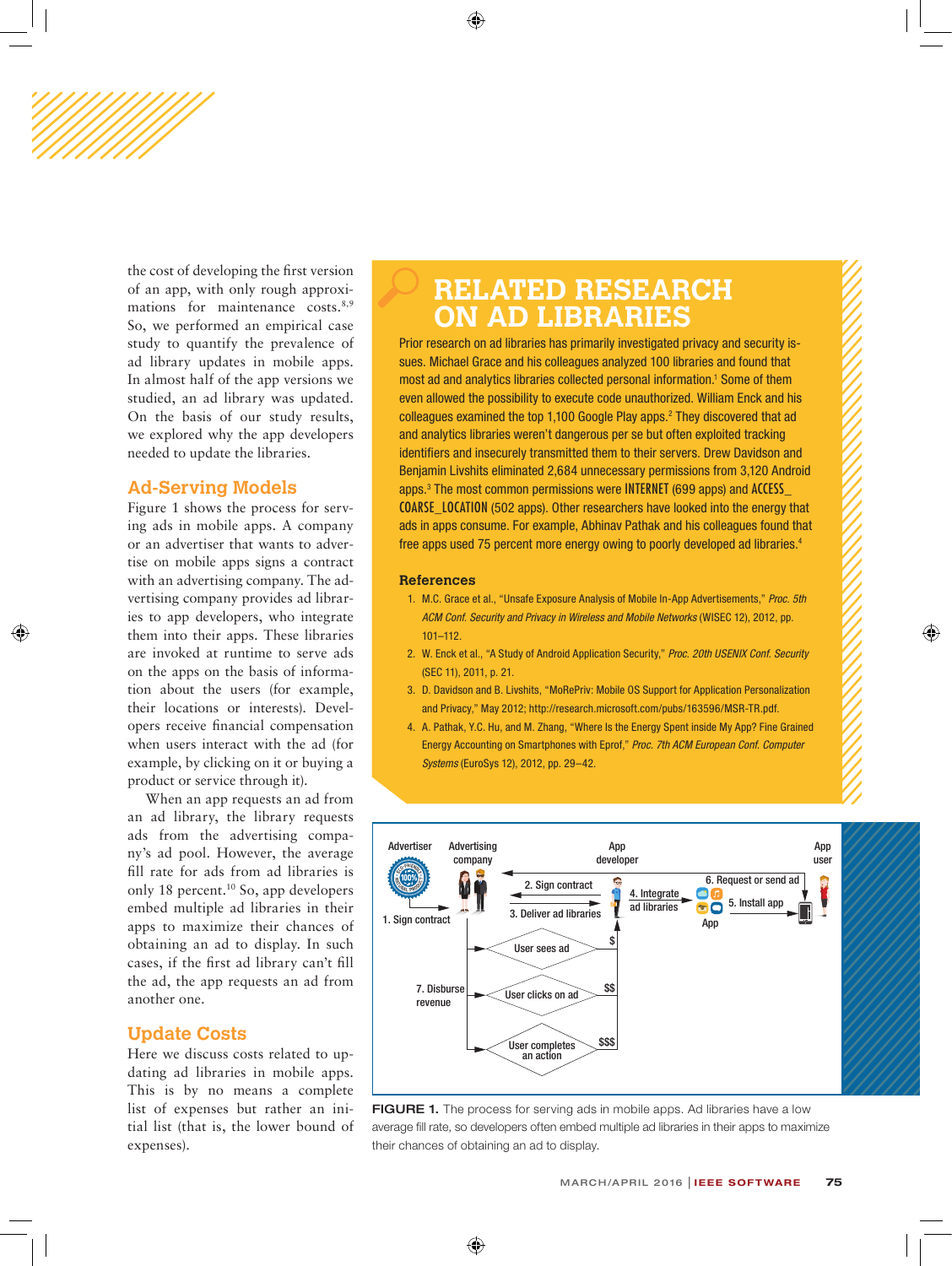the cost of developing the first version of an app, with only rough approximations for maintenance costs.[8,9] So, we performed an empirical case study to quantify the prevalence of ad library updates in mobile apps. In almost half of the app versions we studied, an ad library was updated. On the basis of our study results, we explored why the app developers needed to update the libraries.

## Ad-Serving Models

Figure 1 shows the process for serving ads in mobile apps. A company or an advertiser that wants to advertise on mobile apps signs a contract with an advertising company. The advertising company provides ad libraries to app developers, who integrate them into their apps. These libraries are invoked at runtime to serve ads on the apps on the basis of information about the users (for example, their locations or interests). Developers receive financial compensation when users interact with the ad (for example, by clicking on it or buying a product or service through it).

When an app requests an ad from an ad library, the library requests ads from the advertising company's ad pool. However, the average fill rate for ads from ad libraries is only 18 percent.[10] So, app developers embed multiple ad libraries in their apps to maximize their chances of obtaining an ad to display. In such cases, if the first ad library can't fill the ad, the app requests an ad from another one.

## Update Costs

Here we discuss costs related to updating ad libraries in mobile apps. This is by no means a complete list of expenses but rather an initial list (that is, the lower bound of expenses).

## RELATED RESEARCH ON AD LIBRARIES

Prior research on ad libraries has primarily investigated privacy and security issues. Michael Grace and his colleagues analyzed 100 libraries and found that most ad and analytics libraries collected personal information.[1] Some of them even allowed the possibility to execute code unauthorized. William Enck and his colleagues examined the top 1,100 Google Play apps.[2] They discovered that ad and analytics libraries weren't dangerous per se but often exploited tracking identifiers and insecurely transmitted them to their servers. Drew Davidson and Benjamin Livshits eliminated 2,684 unnecessary permissions from 3,120 Android apps.[3] The most common permissions were INTERNET (699 apps) and ACCESS_COARSE_LOCATION (502 apps). Other researchers have looked into the energy that ads in apps consume. For example, Abhinav Pathak and his colleagues found that free apps used 75 percent more energy owing to poorly developed ad libraries.[4]

### References

1. M.C. Grace et al., "Unsafe Exposure Analysis of Mobile In-App Advertisements," *Proc. 5th ACM Conf. Security and Privacy in Wireless and Mobile Networks* (WISEC 12), 2012, pp. 101–112.
2. W. Enck et al., "A Study of Android Application Security," *Proc. 20th USENIX Conf. Security* (SEC 11), 2011, p. 21.
3. D. Davidson and B. Livshits, "MoRePriv: Mobile OS Support for Application Personalization and Privacy," May 2012; http://research.microsoft.com/pubs/163596/MSR-TR.pdf.
4. A. Pathak, Y.C. Hu, and M. Zhang, "Where Is the Energy Spent inside My App? Fine Grained Energy Accounting on Smartphones with Eprof," *Proc. 7th ACM European Conf. Computer Systems* (EuroSys 12), 2012, pp. 29–42.

**FIGURE 1.** The process for serving ads in mobile apps. Ad libraries have a low average fill rate, so developers often embed multiple ad libraries in their apps to maximize their chances of obtaining an ad to display.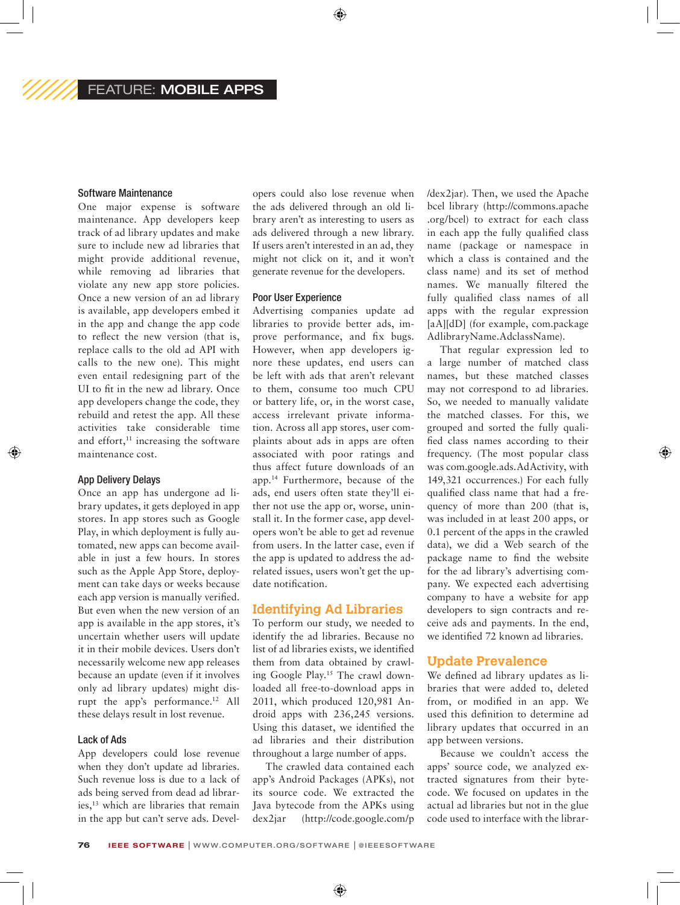### Software Maintenance

One major expense is software maintenance. App developers keep track of ad library updates and make sure to include new ad libraries that might provide additional revenue, while removing ad libraries that violate any new app store policies. Once a new version of an ad library is available, app developers embed it in the app and change the app code to reflect the new version (that is, replace calls to the old ad API with calls to the new one). This might even entail redesigning part of the UI to fit in the new ad library. Once app developers change the code, they rebuild and retest the app. All these activities take considerable time and effort,[11] increasing the software maintenance cost.

### App Delivery Delays

Once an app has undergone ad library updates, it gets deployed in app stores. In app stores such as Google Play, in which deployment is fully automated, new apps can become available in just a few hours. In stores such as the Apple App Store, deployment can take days or weeks because each app version is manually verified. But even when the new version of an app is available in the app stores, it's uncertain whether users will update it in their mobile devices. Users don't necessarily welcome new app releases because an update (even if it involves only ad library updates) might disrupt the app's performance.[12] All these delays result in lost revenue.

### Lack of Ads

App developers could lose revenue when they don't update ad libraries. Such revenue loss is due to a lack of ads being served from dead ad libraries,[13] which are libraries that remain in the app but can't serve ads. Developers could also lose revenue when the ads delivered through an old library aren't as interesting to users as ads delivered through a new library. If users aren't interested in an ad, they might not click on it, and it won't generate revenue for the developers.

### Poor User Experience

Advertising companies update ad libraries to provide better ads, improve performance, and fix bugs. However, when app developers ignore these updates, end users can be left with ads that aren't relevant to them, consume too much CPU or battery life, or, in the worst case, access irrelevant private information. Across all app stores, user complaints about ads in apps are often associated with poor ratings and thus affect future downloads of an app.[14] Furthermore, because of the ads, end users often state they'll either not use the app or, worse, uninstall it. In the former case, app developers won't be able to get ad revenue from users. In the latter case, even if the app is updated to address the ad-related issues, users won't get the update notification.

## Identifying Ad Libraries

To perform our study, we needed to identify the ad libraries. Because no list of ad libraries exists, we identified them from data obtained by crawling Google Play.[15] The crawl downloaded all free-to-download apps in 2011, which produced 120,981 Android apps with 236,245 versions. Using this dataset, we identified the ad libraries and their distribution throughout a large number of apps.

The crawled data contained each app's Android Packages (APKs), not its source code. We extracted the Java bytecode from the APKs using dex2jar (http://code.google.com/p/dex2jar). Then, we used the Apache bcel library (http://commons.apache.org/bcel) to extract for each class in each app the fully qualified class name (package or namespace in which a class is contained and the class name) and its set of method names. We manually filtered the fully qualified class names of all apps with the regular expression [aA][dD] (for example, com.package AdlibraryName.AdclassName).

That regular expression led to a large number of matched class names, but these matched classes may not correspond to ad libraries. So, we needed to manually validate the matched classes. For this, we grouped and sorted the fully qualified class names according to their frequency. (The most popular class was com.google.ads.AdActivity, with 149,321 occurrences.) For each fully qualified class name that had a frequency of more than 200 (that is, was included in at least 200 apps, or 0.1 percent of the apps in the crawled data), we did a Web search of the package name to find the website for the ad library's advertising company. We expected each advertising company to have a website for app developers to sign contracts and receive ads and payments. In the end, we identified 72 known ad libraries.

## Update Prevalence

We defined ad library updates as libraries that were added to, deleted from, or modified in an app. We used this definition to determine ad library updates that occurred in an app between versions.

Because we couldn't access the apps' source code, we analyzed extracted signatures from their bytecode. We focused on updates in the actual ad libraries but not in the glue code used to interface with the librar-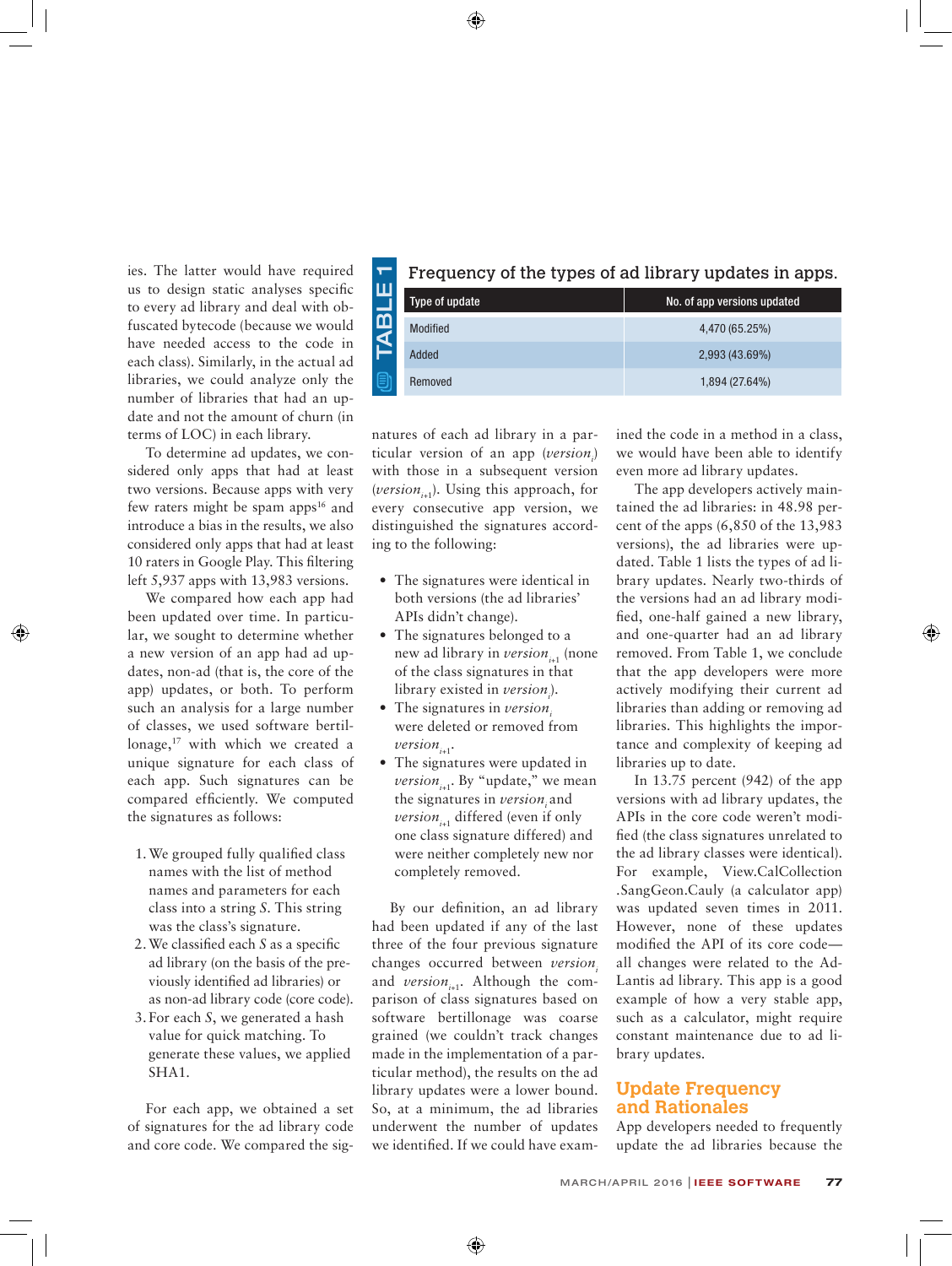ies. The latter would have required us to design static analyses specific to every ad library and deal with obfuscated bytecode (because we would have needed access to the code in each class). Similarly, in the actual ad libraries, we could analyze only the number of libraries that had an update and not the amount of churn (in terms of LOC) in each library.

To determine ad updates, we considered only apps that had at least two versions. Because apps with very few raters might be spam apps[16] and introduce a bias in the results, we also considered only apps that had at least 10 raters in Google Play. This filtering left 5,937 apps with 13,983 versions.

We compared how each app had been updated over time. In particular, we sought to determine whether a new version of an app had ad updates, non-ad (that is, the core of the app) updates, or both. To perform such an analysis for a large number of classes, we used software bertillonage,[17] with which we created a unique signature for each class of each app. Such signatures can be compared efficiently. We computed the signatures as follows:

1. We grouped fully qualified class names with the list of method names and parameters for each class into a string *S*. This string was the class's signature.
2. We classified each *S* as a specific ad library (on the basis of the previously identified ad libraries) or as non-ad library code (core code).
3. For each *S*, we generated a hash value for quick matching. To generate these values, we applied SHA1.

For each app, we obtained a set of signatures for the ad library code and core code. We compared the signatures of each ad library in a particular version of an app ($version_i$) with those in a subsequent version ($version_{i+1}$). Using this approach, for every consecutive app version, we distinguished the signatures according to the following:

- The signatures were identical in both versions (the ad libraries' APIs didn't change).
- The signatures belonged to a new ad library in $version_{i+1}$ (none of the class signatures in that library existed in $version_i$).
- The signatures in $version_i$ were deleted or removed from $version_{i+1}$.
- The signatures were updated in $version_{i+1}$. By "update," we mean the signatures in $version_i$ and $version_{i+1}$ differed (even if only one class signature differed) and were neither completely new nor completely removed.

By our definition, an ad library had been updated if any of the last three of the four previous signature changes occurred between $version_i$ and $version_{i+1}$. Although the comparison of class signatures based on software bertillonage was coarse grained (we couldn't track changes made in the implementation of a particular method), the results on the ad library updates were a lower bound. So, at a minimum, the ad libraries underwent the number of updates we identified. If we could have examined the code in a method in a class, we would have been able to identify even more ad library updates.

**TABLE 1. Frequency of the types of ad library updates in apps.**

| Type of update | No. of app versions updated |
|---|---|
| Modified | 4,470 (65.25%) |
| Added | 2,993 (43.69%) |
| Removed | 1,894 (27.64%) |

The app developers actively maintained the ad libraries: in 48.98 percent of the apps (6,850 of the 13,983 versions), the ad libraries were updated. Table 1 lists the types of ad library updates. Nearly two-thirds of the versions had an ad library modified, one-half gained a new library, and one-quarter had an ad library removed. From Table 1, we conclude that the app developers were more actively modifying their current ad libraries than adding or removing ad libraries. This highlights the importance and complexity of keeping ad libraries up to date.

In 13.75 percent (942) of the app versions with ad library updates, the APIs in the core code weren't modified (the class signatures unrelated to the ad library classes were identical). For example, View.CalCollection.SangGeon.Cauly (a calculator app) was updated seven times in 2011. However, none of these updates modified the API of its core code—all changes were related to the AdLantis ad library. This app is a good example of how a very stable app, such as a calculator, might require constant maintenance due to ad library updates.

## Update Frequency and Rationales

App developers needed to frequently update the ad libraries because the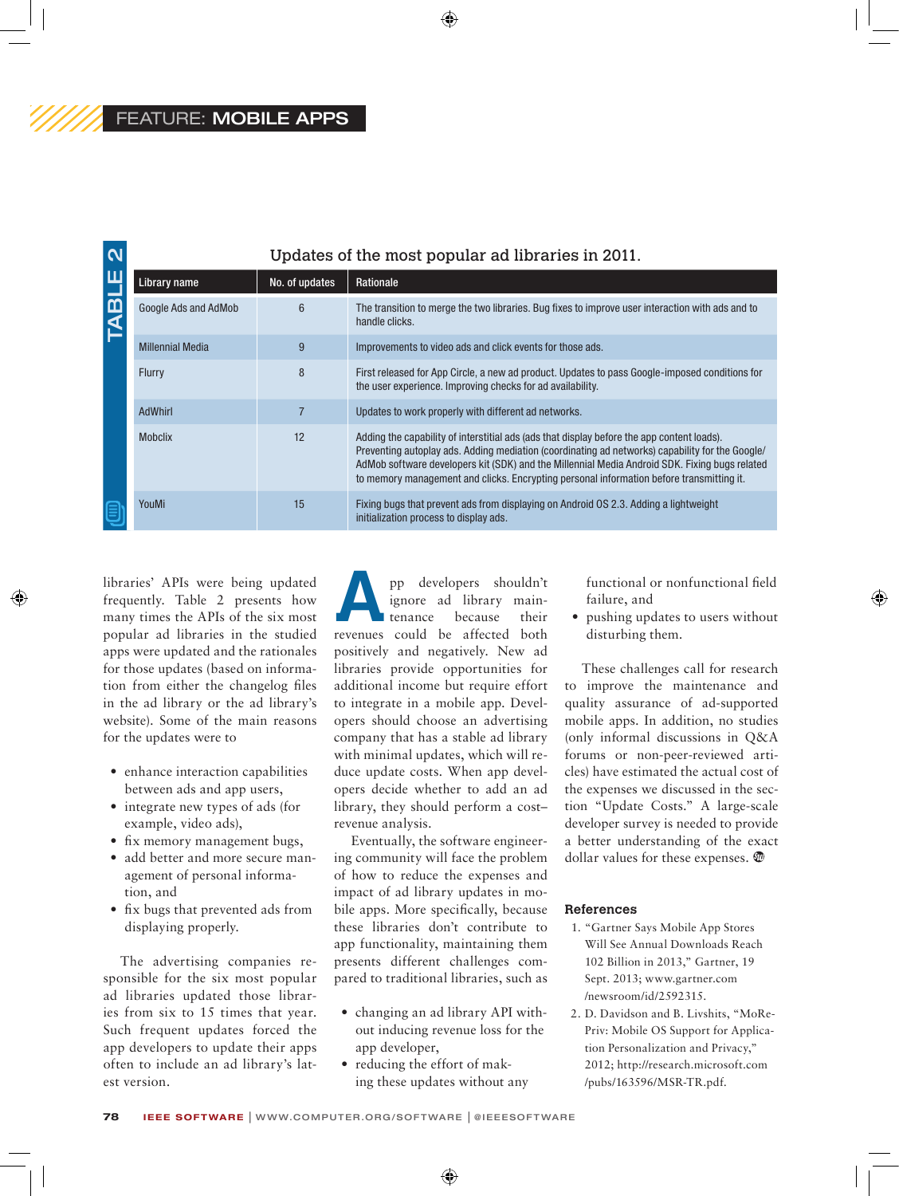**TABLE 2** Updates of the most popular ad libraries in 2011.

| Library name | No. of updates | Rationale |
|---|---|---|
| Google Ads and AdMob | 6 | The transition to merge the two libraries. Bug fixes to improve user interaction with ads and to handle clicks. |
| Millennial Media | 9 | Improvements to video ads and click events for those ads. |
| Flurry | 8 | First released for App Circle, a new ad product. Updates to pass Google-imposed conditions for the user experience. Improving checks for ad availability. |
| AdWhirl | 7 | Updates to work properly with different ad networks. |
| Mobclix | 12 | Adding the capability of interstitial ads (ads that display before the app content loads). Preventing autoplay ads. Adding mediation (coordinating ad networks) capability for the Google/AdMob software developers kit (SDK) and the Millennial Media Android SDK. Fixing bugs related to memory management and clicks. Encrypting personal information before transmitting it. |
| YouMi | 15 | Fixing bugs that prevent ads from displaying on Android OS 2.3. Adding a lightweight initialization process to display ads. |

libraries' APIs were being updated frequently. Table 2 presents how many times the APIs of the six most popular ad libraries in the studied apps were updated and the rationales for those updates (based on information from either the changelog files in the ad library or the ad library's website). Some of the main reasons for the updates were to

- enhance interaction capabilities between ads and app users,
- integrate new types of ads (for example, video ads),
- fix memory management bugs,
- add better and more secure management of personal information, and
- fix bugs that prevented ads from displaying properly.

The advertising companies responsible for the six most popular ad libraries updated those libraries from six to 15 times that year. Such frequent updates forced the app developers to update their apps often to include an ad library's latest version.

App developers shouldn't ignore ad library maintenance because their revenues could be affected both positively and negatively. New ad libraries provide opportunities for additional income but require effort to integrate in a mobile app. Developers should choose an advertising company that has a stable ad library with minimal updates, which will reduce update costs. When app developers decide whether to add an ad library, they should perform a cost–revenue analysis.

Eventually, the software engineering community will face the problem of how to reduce the expenses and impact of ad library updates in mobile apps. More specifically, because these libraries don't contribute to app functionality, maintaining them presents different challenges compared to traditional libraries, such as

- changing an ad library API without inducing revenue loss for the app developer,
- reducing the effort of making these updates without any functional or nonfunctional field failure, and
- pushing updates to users without disturbing them.

These challenges call for research to improve the maintenance and quality assurance of ad-supported mobile apps. In addition, no studies (only informal discussions in Q&A forums or non-peer-reviewed articles) have estimated the actual cost of the expenses we discussed in the section "Update Costs." A large-scale developer survey is needed to provide a better understanding of the exact dollar values for these expenses.

## References

1. "Gartner Says Mobile App Stores Will See Annual Downloads Reach 102 Billion in 2013," Gartner, 19 Sept. 2013; www.gartner.com/newsroom/id/2592315.
2. D. Davidson and B. Livshits, "MoRePriv: Mobile OS Support for Application Personalization and Privacy," 2012; http://research.microsoft.com/pubs/163596/MSR-TR.pdf.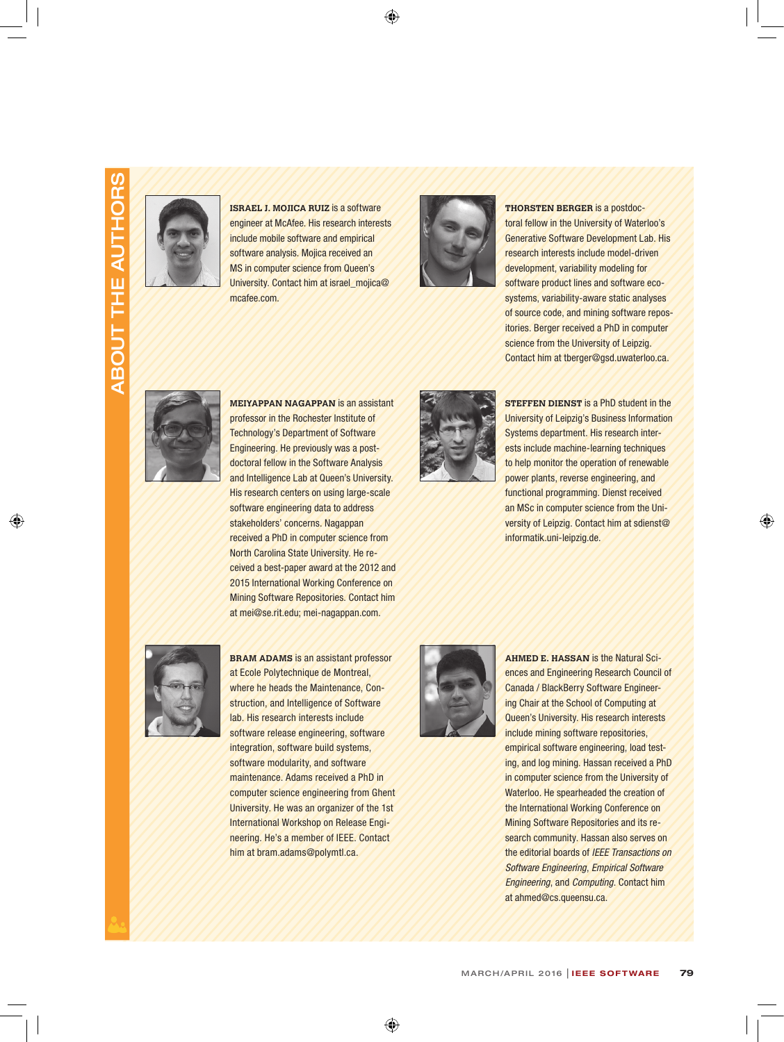## ABOUT THE AUTHORS

**ISRAEL J. MOJICA RUIZ** is a software engineer at McAfee. His research interests include mobile software and empirical software analysis. Mojica received an MS in computer science from Queen's University. Contact him at israel_mojica@mcafee.com.

**MEIYAPPAN NAGAPPAN** is an assistant professor in the Rochester Institute of Technology's Department of Software Engineering. He previously was a postdoctoral fellow in the Software Analysis and Intelligence Lab at Queen's University. His research centers on using large-scale software engineering data to address stakeholders' concerns. Nagappan received a PhD in computer science from North Carolina State University. He received a best-paper award at the 2012 and 2015 International Working Conference on Mining Software Repositories. Contact him at mei@se.rit.edu; mei-nagappan.com.

**BRAM ADAMS** is an assistant professor at Ecole Polytechnique de Montreal, where he heads the Maintenance, Construction, and Intelligence of Software lab. His research interests include software release engineering, software integration, software build systems, software modularity, and software maintenance. Adams received a PhD in computer science engineering from Ghent University. He was an organizer of the 1st International Workshop on Release Engineering. He's a member of IEEE. Contact him at bram.adams@polymtl.ca.

**THORSTEN BERGER** is a postdoctoral fellow in the University of Waterloo's Generative Software Development Lab. His research interests include model-driven development, variability modeling for software product lines and software ecosystems, variability-aware static analyses of source code, and mining software repositories. Berger received a PhD in computer science from the University of Leipzig. Contact him at tberger@gsd.uwaterloo.ca.

**STEFFEN DIENST** is a PhD student in the University of Leipzig's Business Information Systems department. His research interests include machine-learning techniques to help monitor the operation of renewable power plants, reverse engineering, and functional programming. Dienst received an MSc in computer science from the University of Leipzig. Contact him at sdienst@informatik.uni-leipzig.de.

**AHMED E. HASSAN** is the Natural Sciences and Engineering Research Council of Canada / BlackBerry Software Engineering Chair at the School of Computing at Queen's University. His research interests include mining software repositories, empirical software engineering, load testing, and log mining. Hassan received a PhD in computer science from the University of Waterloo. He spearheaded the creation of the International Working Conference on Mining Software Repositories and its research community. Hassan also serves on the editorial boards of *IEEE Transactions on Software Engineering*, *Empirical Software Engineering*, and *Computing*. Contact him at ahmed@cs.queensu.ca.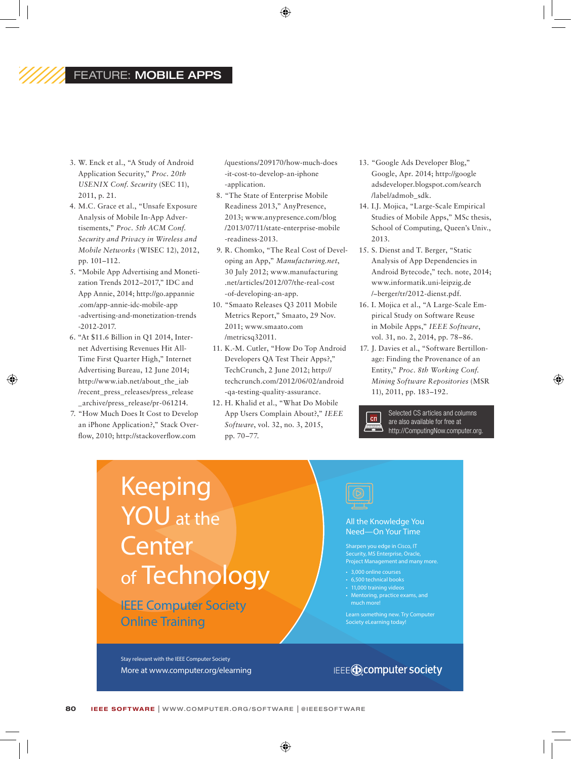3. W. Enck et al., "A Study of Android Application Security," *Proc. 20th USENIX Conf. Security* (SEC 11), 2011, p. 21.
4. M.C. Grace et al., "Unsafe Exposure Analysis of Mobile In-App Advertisements," *Proc. 5th ACM Conf. Security and Privacy in Wireless and Mobile Networks* (WISEC 12), 2012, pp. 101–112.
5. "Mobile App Advertising and Monetization Trends 2012–2017," IDC and App Annie, 2014; http://go.appannie.com/app-annie-idc-mobile-app-advertising-and-monetization-trends-2012-2017.
6. "At $11.6 Billion in Q1 2014, Internet Advertising Revenues Hit All-Time First Quarter High," Internet Advertising Bureau, 12 June 2014; http://www.iab.net/about_the_iab/recent_press_releases/press_release_archive/press_release/pr-061214.
7. "How Much Does It Cost to Develop an iPhone Application?," Stack Overflow, 2010; http://stackoverflow.com/questions/209170/how-much-does-it-cost-to-develop-an-iphone-application.
8. "The State of Enterprise Mobile Readiness 2013," AnyPresence, 2013; www.anypresence.com/blog/2013/07/11/state-enterprise-mobile-readiness-2013.
9. R. Chomko, "The Real Cost of Developing an App," *Manufacturing.net*, 30 July 2012; www.manufacturing.net/articles/2012/07/the-real-cost-of-developing-an-app.
10. "Smaato Releases Q3 2011 Mobile Metrics Report," Smaato, 29 Nov. 2011; www.smaato.com/metricsq32011.
11. K.-M. Cutler, "How Do Top Android Developers QA Test Their Apps?," TechCrunch, 2 June 2012; http://techcrunch.com/2012/06/02/android-qa-testing-quality-assurance.
12. H. Khalid et al., "What Do Mobile App Users Complain About?," *IEEE Software*, vol. 32, no. 3, 2015, pp. 70–77.
13. "Google Ads Developer Blog," Google, Apr. 2014; http://googleadsdeveloper.blogspot.com/search/label/admob_sdk.
14. I.J. Mojica, "Large-Scale Empirical Studies of Mobile Apps," MSc thesis, School of Computing, Queen's Univ., 2013.
15. S. Dienst and T. Berger, "Static Analysis of App Dependencies in Android Bytecode," tech. note, 2014; www.informatik.uni-leipzig.de/~berger/tr/2012-dienst.pdf.
16. I. Mojica et al., "A Large-Scale Empirical Study on Software Reuse in Mobile Apps," *IEEE Software*, vol. 31, no. 2, 2014, pp. 78–86.
17. J. Davies et al., "Software Bertillonage: Finding the Provenance of an Entity," *Proc. 8th Working Conf. Mining Software Repositories* (MSR 11), 2011, pp. 183–192.

Selected CS articles and columns are also available for free at http://ComputingNow.computer.org.